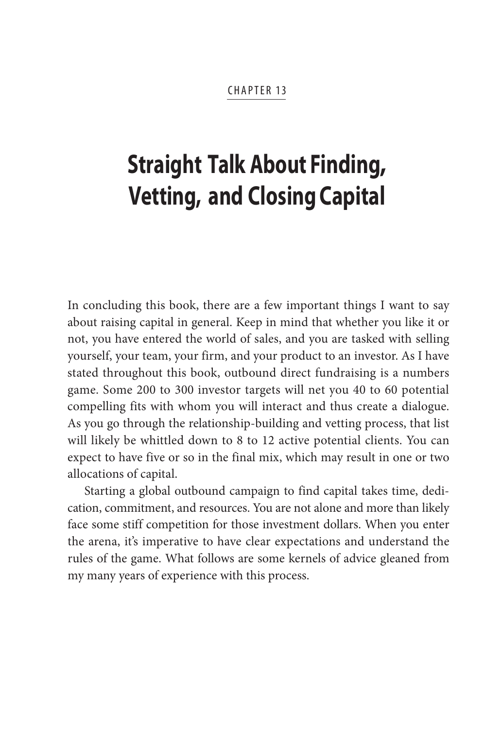CHAPTER 13

# Straight Talk About Finding, Vetting, and Closing Capital

In concluding this book, there are a few important things I want to say about raising capital in general. Keep in mind that whether you like it or not, you have entered the world of sales, and you are tasked with selling yourself, your team, your firm, and your product to an investor. As I have stated throughout this book, outbound direct fundraising is a numbers game. Some 200 to 300 investor targets will net you 40 to 60 potential compelling fits with whom you will interact and thus create a dialogue. As you go through the relationship-building and vetting process, that list will likely be whittled down to 8 to 12 active potential clients. You can expect to have five or so in the final mix, which may result in one or two allocations of capital.

Starting a global outbound campaign to find capital takes time, dedication, commitment, and resources. You are not alone and more than likely face some stiff competition for those investment dollars. When you enter the arena, it's imperative to have clear expectations and understand the rules of the game. What follows are some kernels of advice gleaned from my many years of experience with this process.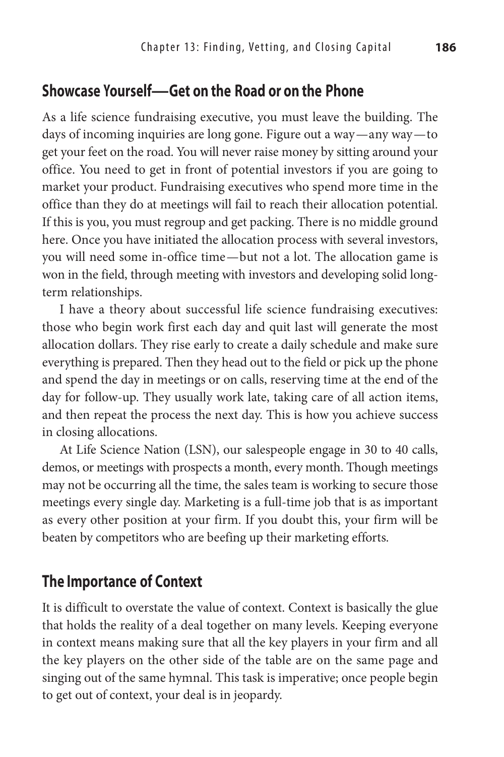## Showcase Yourself—Get on the Road or on the Phone

As a life science fundraising executive, you must leave the building. The days of incoming inquiries are long gone. Figure out a way—any way—to get your feet on the road. You will never raise money by sitting around your office. You need to get in front of potential investors if you are going to market your product. Fundraising executives who spend more time in the office than they do at meetings will fail to reach their allocation potential. If this is you, you must regroup and get packing. There is no middle ground here. Once you have initiated the allocation process with several investors, you will need some in-office time—but not a lot. The allocation game is won in the field, through meeting with investors and developing solid long-term relationships.

I have a theory about successful life science fundraising executives: those who begin work first each day and quit last will generate the most allocation dollars. They rise early to create a daily schedule and make sure everything is prepared. Then they head out to the field or pick up the phone and spend the day in meetings or on calls, reserving time at the end of the day for follow-up. They usually work late, taking care of all action items, and then repeat the process the next day. This is how you achieve success in closing allocations.

At Life Science Nation (LSN), our salespeople engage in 30 to 40 calls, demos, or meetings with prospects a month, every month. Though meetings may not be occurring all the time, the sales team is working to secure those meetings every single day. Marketing is a full-time job that is as important as every other position at your firm. If you doubt this, your firm will be beaten by competitors who are beefing up their marketing efforts.

## The Importance of Context

It is difficult to overstate the value of context. Context is basically the glue that holds the reality of a deal together on many levels. Keeping everyone in context means making sure that all the key players in your firm and all the key players on the other side of the table are on the same page and singing out of the same hymnal. This task is imperative; once people begin to get out of context, your deal is in jeopardy.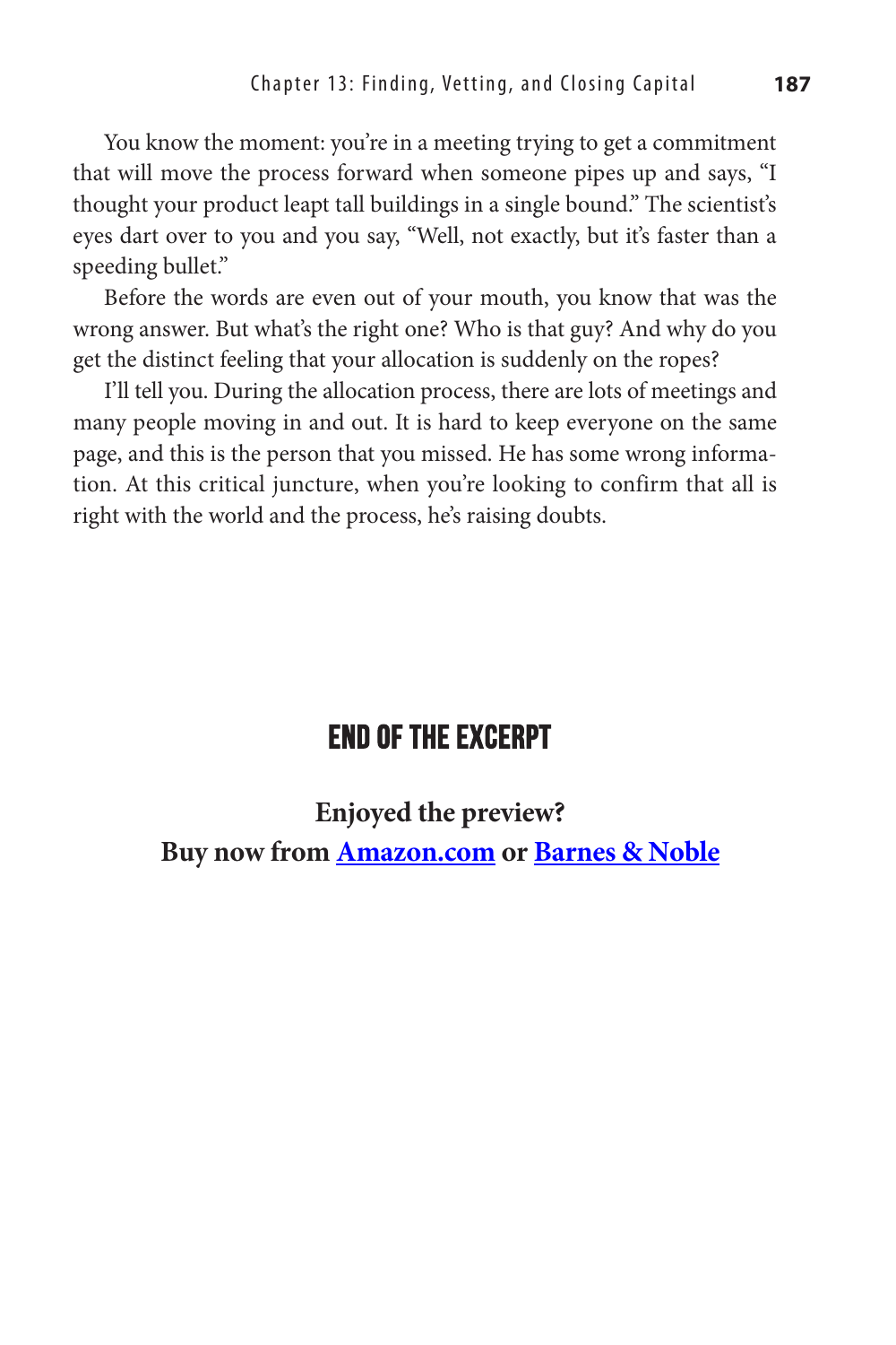You know the moment: you're in a meeting trying to get a commitment that will move the process forward when someone pipes up and says, "I thought your product leapt tall buildings in a single bound." The scientist's eyes dart over to you and you say, "Well, not exactly, but it's faster than a speeding bullet."

Before the words are even out of your mouth, you know that was the wrong answer. But what's the right one? Who is that guy? And why do you get the distinct feeling that your allocation is suddenly on the ropes?

I'll tell you. During the allocation process, there are lots of meetings and many people moving in and out. It is hard to keep everyone on the same page, and this is the person that you missed. He has some wrong information. At this critical juncture, when you're looking to confirm that all is right with the world and the process, he's raising doubts.

## END OF THE EXCERPT

**Enjoyed the preview?**
**Buy now from [Amazon.com]() or [Barnes & Noble]()**